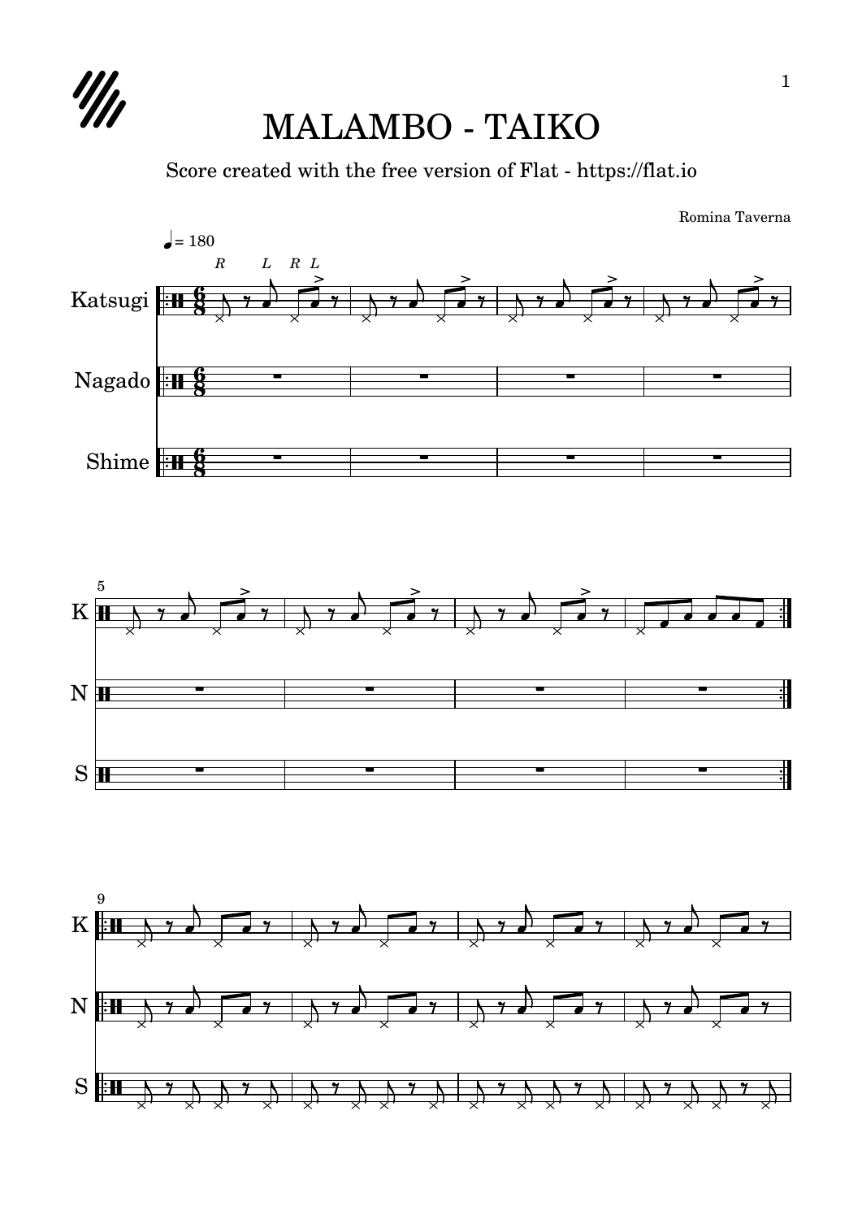# MALAMBO - TAIKO

Score created with the free version of Flat - https://flat.io

Romina Taverna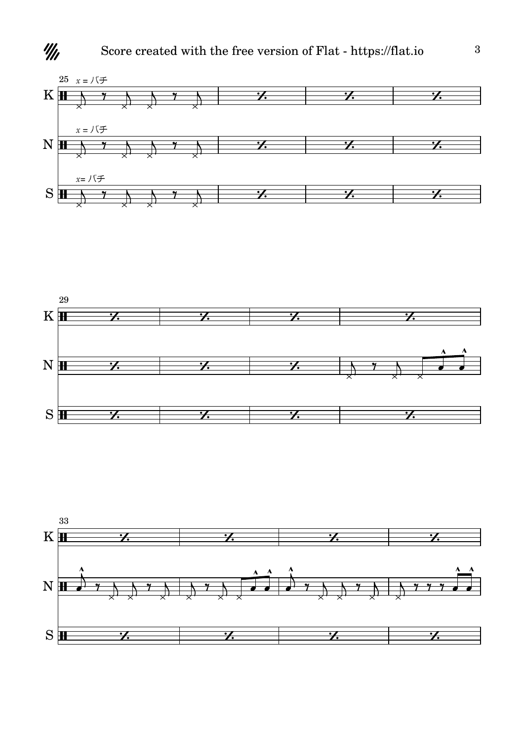25

K x = バチ

N x = バチ

S x= バチ

29

K

N

S

33

K

N

S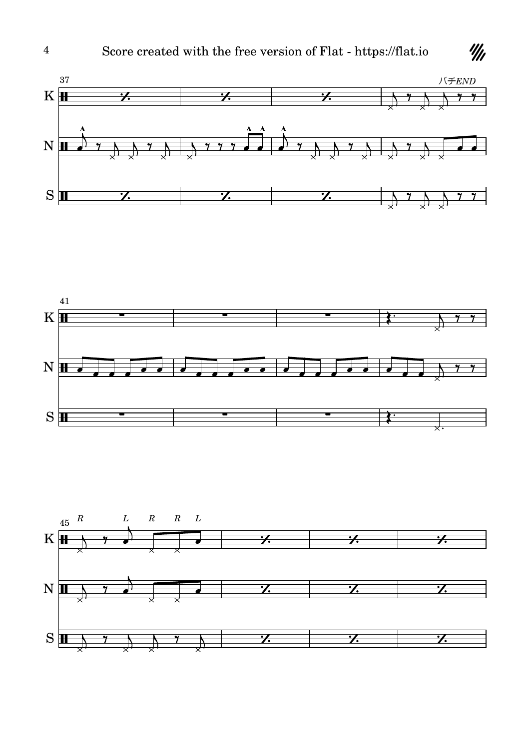Score created with the free version of Flat - https://flat.io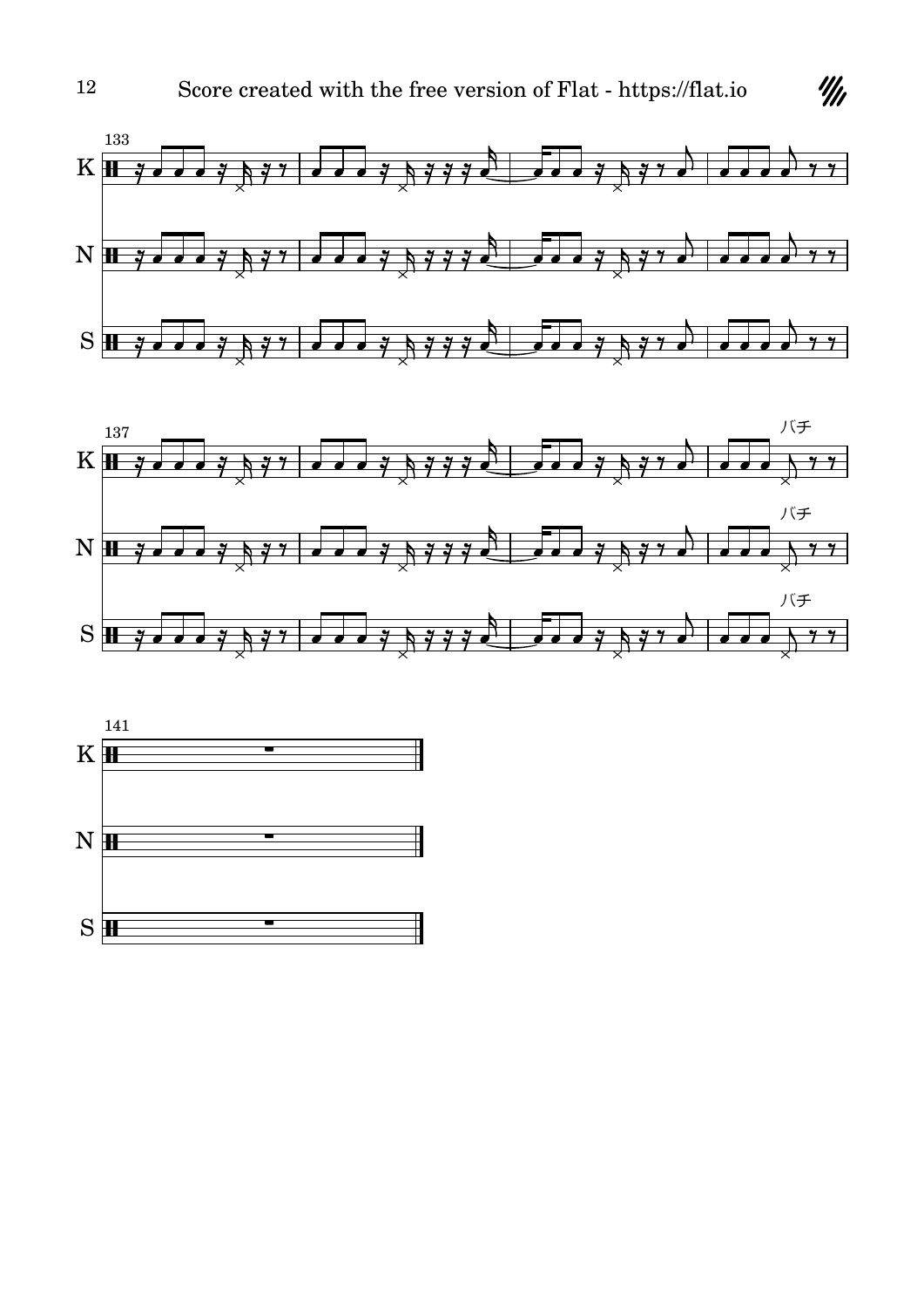133

K

N

S

137

K

N

S

バチ

バチ

バチ

141

K

N

S